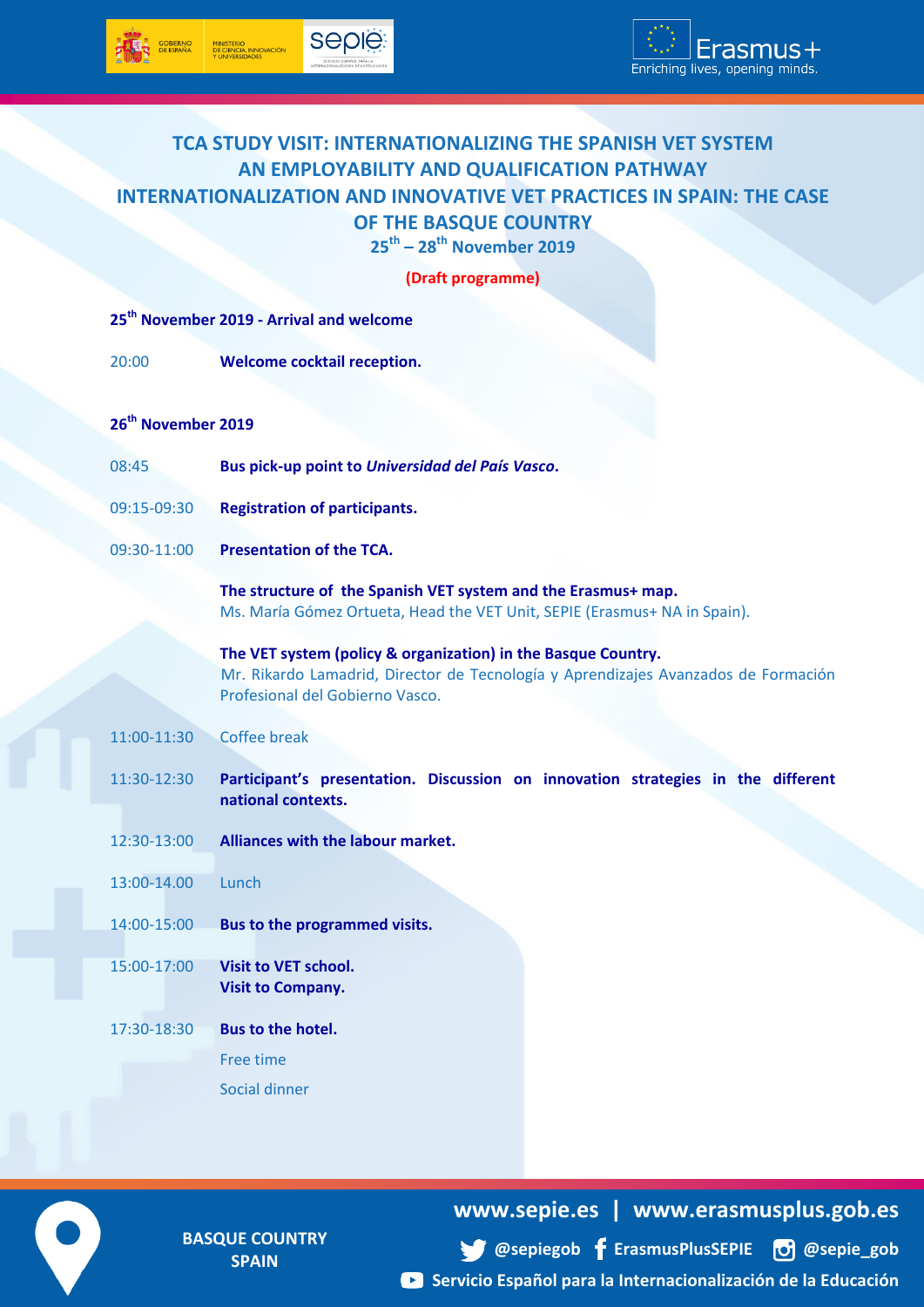# TCA STUDY VISIT: INTERNATIONALIZING THE SPANISH VET SYSTEM
## AN EMPLOYABILITY AND QUALIFICATION PATHWAY
## INTERNATIONALIZATION AND INNOVATIVE VET PRACTICES IN SPAIN: THE CASE OF THE BASQUE COUNTRY

**25th – 28th November 2019**

**(Draft programme)**

### 25th November 2019 - Arrival and welcome

20:00 **Welcome cocktail reception.**

### 26th November 2019

08:45 **Bus pick-up point to *Universidad del País Vasco*.**

09:15-09:30 **Registration of participants.**

09:30-11:00 **Presentation of the TCA.**

**The structure of the Spanish VET system and the Erasmus+ map.**
Ms. María Gómez Ortueta, Head the VET Unit, SEPIE (Erasmus+ NA in Spain).

**The VET system (policy & organization) in the Basque Country.**
Mr. Rikardo Lamadrid, Director de Tecnología y Aprendizajes Avanzados de Formación Profesional del Gobierno Vasco.

11:00-11:30 Coffee break

11:30-12:30 **Participant's presentation. Discussion on innovation strategies in the different national contexts.**

12:30-13:00 **Alliances with the labour market.**

13:00-14.00 Lunch

14:00-15:00 **Bus to the programmed visits.**

15:00-17:00 **Visit to VET school.**
**Visit to Company.**

17:30-18:30 **Bus to the hotel.**
Free time
Social dinner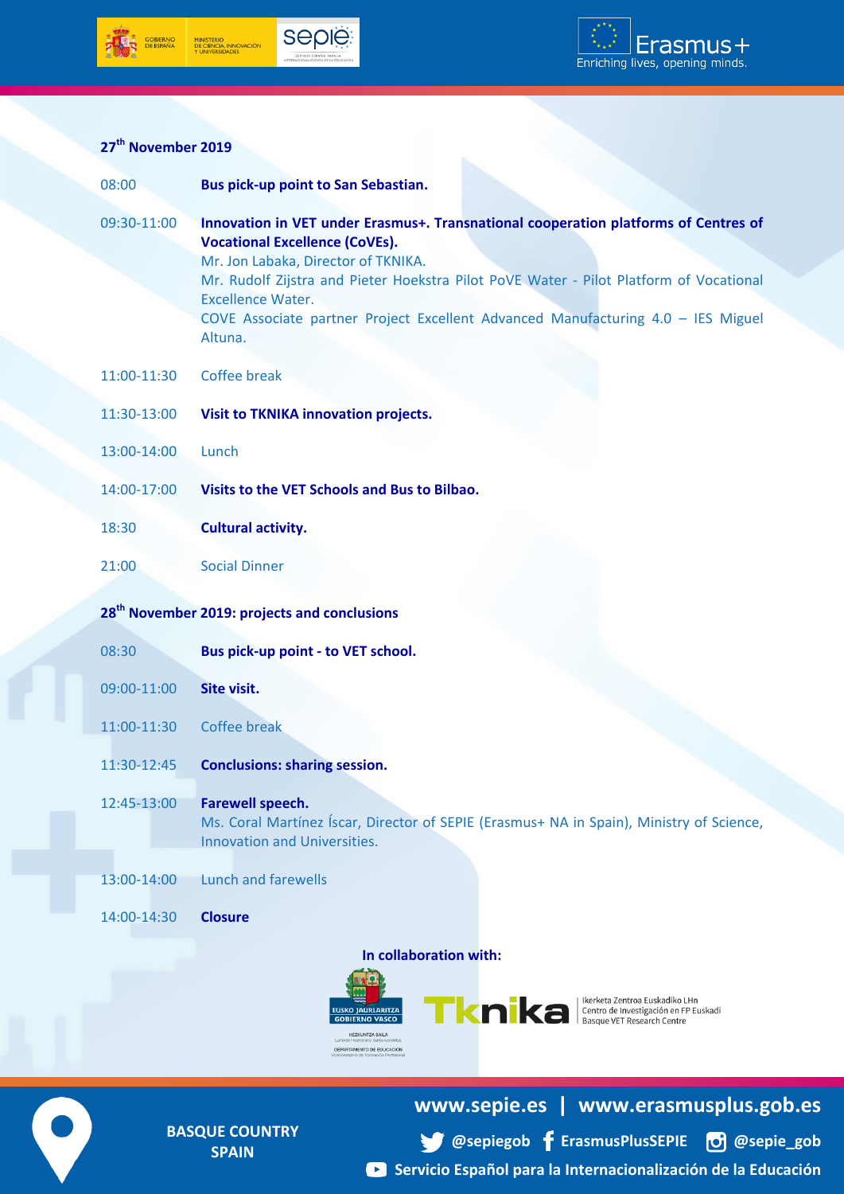## 27th November 2019

| | |
|---|---|
| 08:00 | **Bus pick-up point to San Sebastian.** |
| 09:30-11:00 | **Innovation in VET under Erasmus+. Transnational cooperation platforms of Centres of Vocational Excellence (CoVEs).** Mr. Jon Labaka, Director of TKNIKA. Mr. Rudolf Zijstra and Pieter Hoekstra Pilot PoVE Water - Pilot Platform of Vocational Excellence Water. COVE Associate partner Project Excellent Advanced Manufacturing 4.0 – IES Miguel Altuna. |
| 11:00-11:30 | Coffee break |
| 11:30-13:00 | **Visit to TKNIKA innovation projects.** |
| 13:00-14:00 | Lunch |
| 14:00-17:00 | **Visits to the VET Schools and Bus to Bilbao.** |
| 18:30 | **Cultural activity.** |
| 21:00 | Social Dinner |

## 28th November 2019: projects and conclusions

| | |
|---|---|
| 08:30 | **Bus pick-up point - to VET school.** |
| 09:00-11:00 | **Site visit.** |
| 11:00-11:30 | Coffee break |
| 11:30-12:45 | **Conclusions: sharing session.** |
| 12:45-13:00 | **Farewell speech.** Ms. Coral Martínez Íscar, Director of SEPIE (Erasmus+ NA in Spain), Ministry of Science, Innovation and Universities. |
| 13:00-14:00 | Lunch and farewells |
| 14:00-14:30 | **Closure** |

**In collaboration with:**

Eusko Jaurlaritza – Gobierno Vasco, Hezkuntza Saila – Departamento de Educación

Tknika – Ikerketa Zentroa Euskadiko LHn – Centro de Investigación en FP Euskadi – Basque VET Research Centre

**BASQUE COUNTRY SPAIN**

**www.sepie.es | www.erasmusplus.gob.es**

@sepiegob ErasmusPlusSEPIE @sepie_gob

Servicio Español para la Internacionalización de la Educación